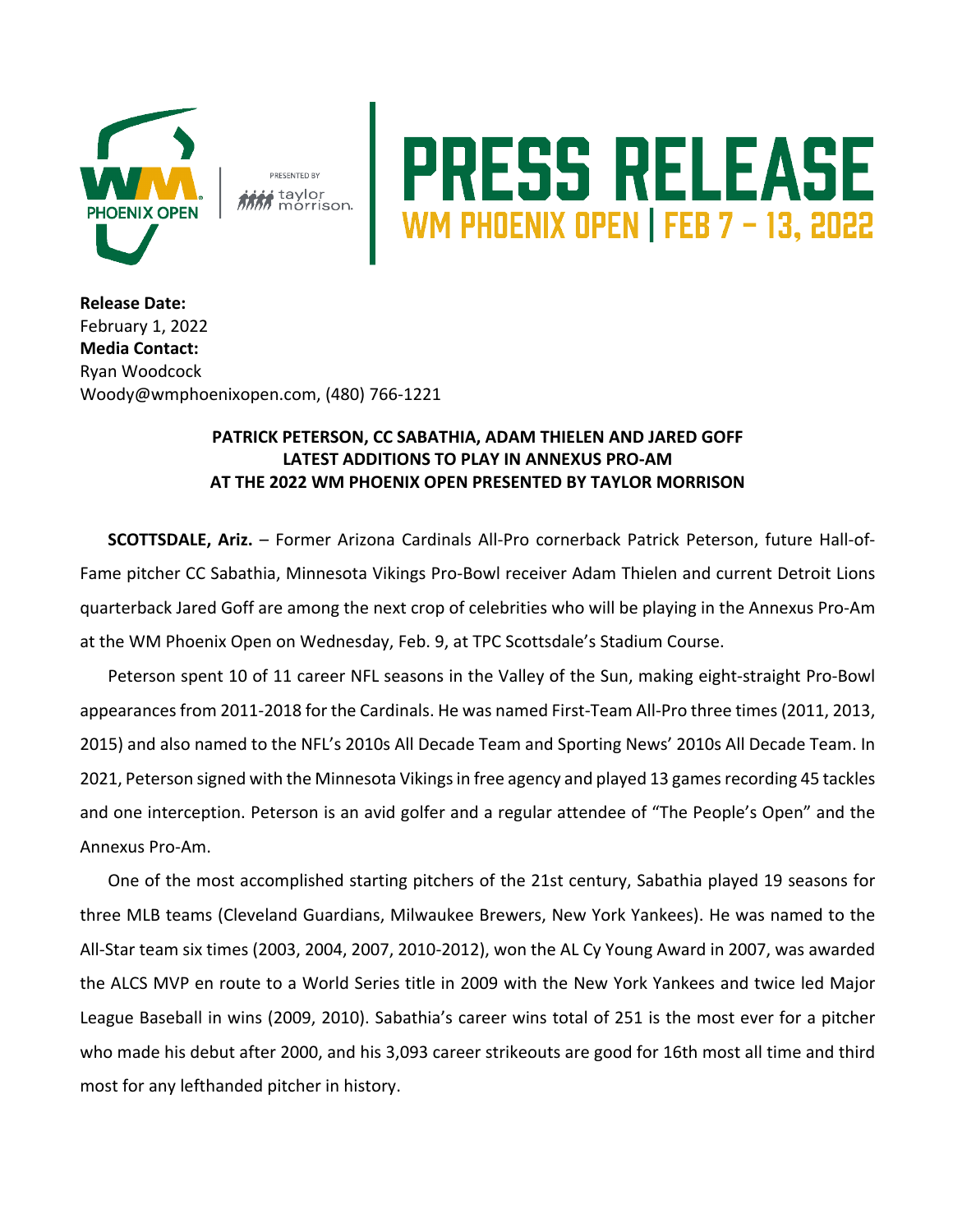# PRESS RELEASE

## WM PHOENIX OPEN | FEB 7 – 13, 2022

WM Phoenix Open presented by taylor morrison.

**Release Date:**
February 1, 2022
**Media Contact:**
Ryan Woodcock
Woody@wmphoenixopen.com, (480) 766-1221

**PATRICK PETERSON, CC SABATHIA, ADAM THIELEN AND JARED GOFF LATEST ADDITIONS TO PLAY IN ANNEXUS PRO-AM AT THE 2022 WM PHOENIX OPEN PRESENTED BY TAYLOR MORRISON**

**SCOTTSDALE, Ariz.** – Former Arizona Cardinals All-Pro cornerback Patrick Peterson, future Hall-of-Fame pitcher CC Sabathia, Minnesota Vikings Pro-Bowl receiver Adam Thielen and current Detroit Lions quarterback Jared Goff are among the next crop of celebrities who will be playing in the Annexus Pro-Am at the WM Phoenix Open on Wednesday, Feb. 9, at TPC Scottsdale's Stadium Course.

Peterson spent 10 of 11 career NFL seasons in the Valley of the Sun, making eight-straight Pro-Bowl appearances from 2011-2018 for the Cardinals. He was named First-Team All-Pro three times (2011, 2013, 2015) and also named to the NFL's 2010s All Decade Team and Sporting News' 2010s All Decade Team. In 2021, Peterson signed with the Minnesota Vikings in free agency and played 13 games recording 45 tackles and one interception. Peterson is an avid golfer and a regular attendee of "The People's Open" and the Annexus Pro-Am.

One of the most accomplished starting pitchers of the 21st century, Sabathia played 19 seasons for three MLB teams (Cleveland Guardians, Milwaukee Brewers, New York Yankees). He was named to the All-Star team six times (2003, 2004, 2007, 2010-2012), won the AL Cy Young Award in 2007, was awarded the ALCS MVP en route to a World Series title in 2009 with the New York Yankees and twice led Major League Baseball in wins (2009, 2010). Sabathia's career wins total of 251 is the most ever for a pitcher who made his debut after 2000, and his 3,093 career strikeouts are good for 16th most all time and third most for any lefthanded pitcher in history.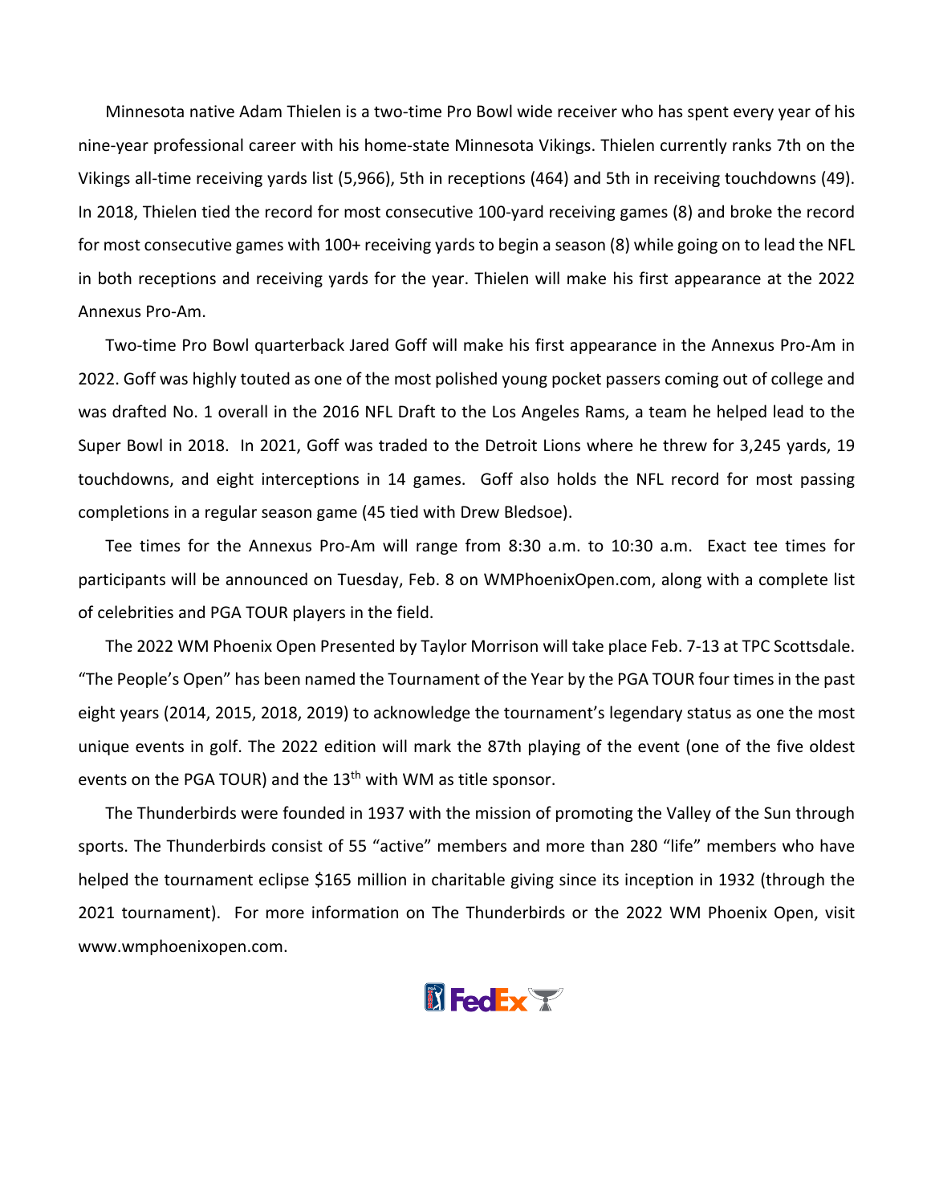Minnesota native Adam Thielen is a two-time Pro Bowl wide receiver who has spent every year of his nine-year professional career with his home-state Minnesota Vikings. Thielen currently ranks 7th on the Vikings all-time receiving yards list (5,966), 5th in receptions (464) and 5th in receiving touchdowns (49). In 2018, Thielen tied the record for most consecutive 100-yard receiving games (8) and broke the record for most consecutive games with 100+ receiving yards to begin a season (8) while going on to lead the NFL in both receptions and receiving yards for the year. Thielen will make his first appearance at the 2022 Annexus Pro-Am.

Two-time Pro Bowl quarterback Jared Goff will make his first appearance in the Annexus Pro-Am in 2022. Goff was highly touted as one of the most polished young pocket passers coming out of college and was drafted No. 1 overall in the 2016 NFL Draft to the Los Angeles Rams, a team he helped lead to the Super Bowl in 2018. In 2021, Goff was traded to the Detroit Lions where he threw for 3,245 yards, 19 touchdowns, and eight interceptions in 14 games. Goff also holds the NFL record for most passing completions in a regular season game (45 tied with Drew Bledsoe).

Tee times for the Annexus Pro-Am will range from 8:30 a.m. to 10:30 a.m. Exact tee times for participants will be announced on Tuesday, Feb. 8 on WMPhoenixOpen.com, along with a complete list of celebrities and PGA TOUR players in the field.

The 2022 WM Phoenix Open Presented by Taylor Morrison will take place Feb. 7-13 at TPC Scottsdale. "The People's Open" has been named the Tournament of the Year by the PGA TOUR four times in the past eight years (2014, 2015, 2018, 2019) to acknowledge the tournament's legendary status as one the most unique events in golf. The 2022 edition will mark the 87th playing of the event (one of the five oldest events on the PGA TOUR) and the 13th with WM as title sponsor.

The Thunderbirds were founded in 1937 with the mission of promoting the Valley of the Sun through sports. The Thunderbirds consist of 55 "active" members and more than 280 "life" members who have helped the tournament eclipse $165 million in charitable giving since its inception in 1932 (through the 2021 tournament). For more information on The Thunderbirds or the 2022 WM Phoenix Open, visit www.wmphoenixopen.com.

FedEx